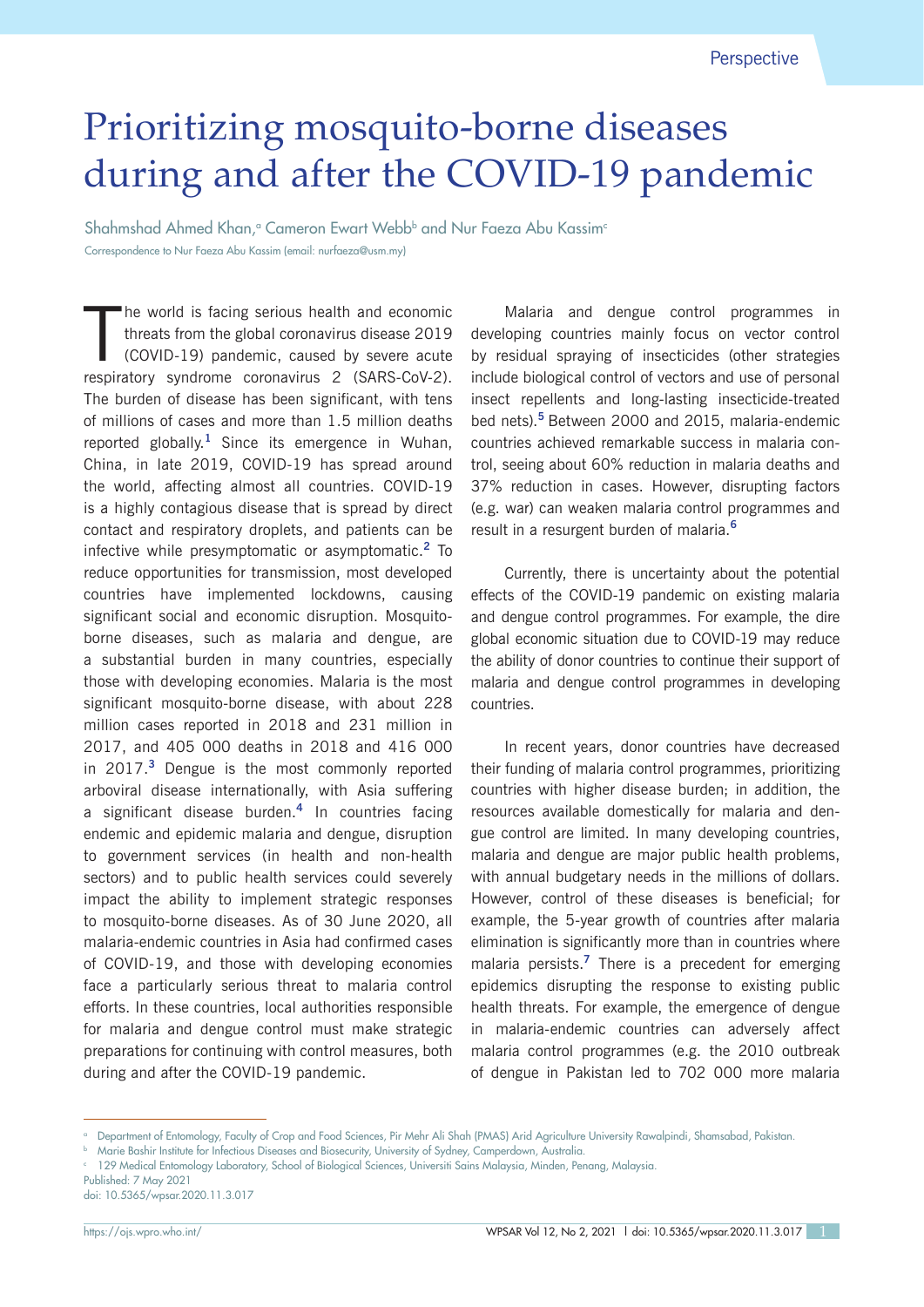Perspective

# Prioritizing mosquito-borne diseases during and after the COVID-19 pandemic

Shahmshad Ahmed Khan,[a] Cameron Ewart Webb[b] and Nur Faeza Abu Kassim[c]

Correspondence to Nur Faeza Abu Kassim (email: nurfaeza@usm.my)

The world is facing serious health and economic threats from the global coronavirus disease 2019 (COVID-19) pandemic, caused by severe acute respiratory syndrome coronavirus 2 (SARS-CoV-2). The burden of disease has been significant, with tens of millions of cases and more than 1.5 million deaths reported globally.[1] Since its emergence in Wuhan, China, in late 2019, COVID-19 has spread around the world, affecting almost all countries. COVID-19 is a highly contagious disease that is spread by direct contact and respiratory droplets, and patients can be infective while presymptomatic or asymptomatic.[2] To reduce opportunities for transmission, most developed countries have implemented lockdowns, causing significant social and economic disruption. Mosquito-borne diseases, such as malaria and dengue, are a substantial burden in many countries, especially those with developing economies. Malaria is the most significant mosquito-borne disease, with about 228 million cases reported in 2018 and 231 million in 2017, and 405 000 deaths in 2018 and 416 000 in 2017.[3] Dengue is the most commonly reported arboviral disease internationally, with Asia suffering a significant disease burden.[4] In countries facing endemic and epidemic malaria and dengue, disruption to government services (in health and non-health sectors) and to public health services could severely impact the ability to implement strategic responses to mosquito-borne diseases. As of 30 June 2020, all malaria-endemic countries in Asia had confirmed cases of COVID-19, and those with developing economies face a particularly serious threat to malaria control efforts. In these countries, local authorities responsible for malaria and dengue control must make strategic preparations for continuing with control measures, both during and after the COVID-19 pandemic.

Malaria and dengue control programmes in developing countries mainly focus on vector control by residual spraying of insecticides (other strategies include biological control of vectors and use of personal insect repellents and long-lasting insecticide-treated bed nets).[5] Between 2000 and 2015, malaria-endemic countries achieved remarkable success in malaria control, seeing about 60% reduction in malaria deaths and 37% reduction in cases. However, disrupting factors (e.g. war) can weaken malaria control programmes and result in a resurgent burden of malaria.[6]

Currently, there is uncertainty about the potential effects of the COVID-19 pandemic on existing malaria and dengue control programmes. For example, the dire global economic situation due to COVID-19 may reduce the ability of donor countries to continue their support of malaria and dengue control programmes in developing countries.

In recent years, donor countries have decreased their funding of malaria control programmes, prioritizing countries with higher disease burden; in addition, the resources available domestically for malaria and dengue control are limited. In many developing countries, malaria and dengue are major public health problems, with annual budgetary needs in the millions of dollars. However, control of these diseases is beneficial; for example, the 5-year growth of countries after malaria elimination is significantly more than in countries where malaria persists.[7] There is a precedent for emerging epidemics disrupting the response to existing public health threats. For example, the emergence of dengue in malaria-endemic countries can adversely affect malaria control programmes (e.g. the 2010 outbreak of dengue in Pakistan led to 702 000 more malaria

---

[a] Department of Entomology, Faculty of Crop and Food Sciences, Pir Mehr Ali Shah (PMAS) Arid Agriculture University Rawalpindi, Shamsabad, Pakistan.

[b] Marie Bashir Institute for Infectious Diseases and Biosecurity, University of Sydney, Camperdown, Australia.

[c] 129 Medical Entomology Laboratory, School of Biological Sciences, Universiti Sains Malaysia, Minden, Penang, Malaysia.

Published: 7 May 2021

doi: 10.5365/wpsar.2020.11.3.017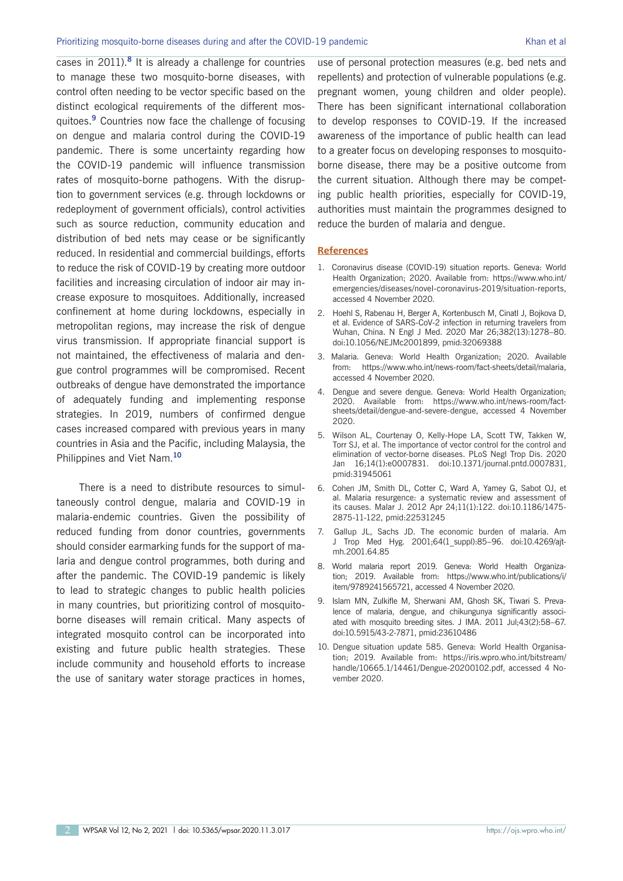cases in 2011).[8] It is already a challenge for countries to manage these two mosquito-borne diseases, with control often needing to be vector specific based on the distinct ecological requirements of the different mosquitoes.[9] Countries now face the challenge of focusing on dengue and malaria control during the COVID-19 pandemic. There is some uncertainty regarding how the COVID-19 pandemic will influence transmission rates of mosquito-borne pathogens. With the disruption to government services (e.g. through lockdowns or redeployment of government officials), control activities such as source reduction, community education and distribution of bed nets may cease or be significantly reduced. In residential and commercial buildings, efforts to reduce the risk of COVID-19 by creating more outdoor facilities and increasing circulation of indoor air may increase exposure to mosquitoes. Additionally, increased confinement at home during lockdowns, especially in metropolitan regions, may increase the risk of dengue virus transmission. If appropriate financial support is not maintained, the effectiveness of malaria and dengue control programmes will be compromised. Recent outbreaks of dengue have demonstrated the importance of adequately funding and implementing response strategies. In 2019, numbers of confirmed dengue cases increased compared with previous years in many countries in Asia and the Pacific, including Malaysia, the Philippines and Viet Nam.[10]

There is a need to distribute resources to simultaneously control dengue, malaria and COVID-19 in malaria-endemic countries. Given the possibility of reduced funding from donor countries, governments should consider earmarking funds for the support of malaria and dengue control programmes, both during and after the pandemic. The COVID-19 pandemic is likely to lead to strategic changes to public health policies in many countries, but prioritizing control of mosquito-borne diseases will remain critical. Many aspects of integrated mosquito control can be incorporated into existing and future public health strategies. These include community and household efforts to increase the use of sanitary water storage practices in homes, use of personal protection measures (e.g. bed nets and repellents) and protection of vulnerable populations (e.g. pregnant women, young children and older people). There has been significant international collaboration to develop responses to COVID-19. If the increased awareness of the importance of public health can lead to a greater focus on developing responses to mosquito-borne disease, there may be a positive outcome from the current situation. Although there may be competing public health priorities, especially for COVID-19, authorities must maintain the programmes designed to reduce the burden of malaria and dengue.

## References

1. Coronavirus disease (COVID-19) situation reports. Geneva: World Health Organization; 2020. Available from: https://www.who.int/emergencies/diseases/novel-coronavirus-2019/situation-reports, accessed 4 November 2020.
2. Hoehl S, Rabenau H, Berger A, Kortenbusch M, Cinatl J, Bojkova D, et al. Evidence of SARS-CoV-2 infection in returning travelers from Wuhan, China. N Engl J Med. 2020 Mar 26;382(13):1278–80. doi:10.1056/NEJMc2001899, pmid:32069388
3. Malaria. Geneva: World Health Organization; 2020. Available from: https://www.who.int/news-room/fact-sheets/detail/malaria, accessed 4 November 2020.
4. Dengue and severe dengue. Geneva: World Health Organization; 2020. Available from: https://www.who.int/news-room/fact-sheets/detail/dengue-and-severe-dengue, accessed 4 November 2020.
5. Wilson AL, Courtenay O, Kelly-Hope LA, Scott TW, Takken W, Torr SJ, et al. The importance of vector control for the control and elimination of vector-borne diseases. PLoS Negl Trop Dis. 2020 Jan 16;14(1):e0007831. doi:10.1371/journal.pntd.0007831, pmid:31945061
6. Cohen JM, Smith DL, Cotter C, Ward A, Yamey G, Sabot OJ, et al. Malaria resurgence: a systematic review and assessment of its causes. Malar J. 2012 Apr 24;11(1):122. doi:10.1186/1475-2875-11-122, pmid:22531245
7. Gallup JL, Sachs JD. The economic burden of malaria. Am J Trop Med Hyg. 2001;64(1_suppl):85–96. doi:10.4269/ajtmh.2001.64.85
8. World malaria report 2019. Geneva: World Health Organization; 2019. Available from: https://www.who.int/publications/i/item/9789241565721, accessed 4 November 2020.
9. Islam MN, Zulkifle M, Sherwani AM, Ghosh SK, Tiwari S. Prevalence of malaria, dengue, and chikungunya significantly associated with mosquito breeding sites. J IMA. 2011 Jul;43(2):58–67. doi:10.5915/43-2-7871, pmid:23610486
10. Dengue situation update 585. Geneva: World Health Organisation; 2019. Available from: https://iris.wpro.who.int/bitstream/handle/10665.1/14461/Dengue-20200102.pdf, accessed 4 November 2020.